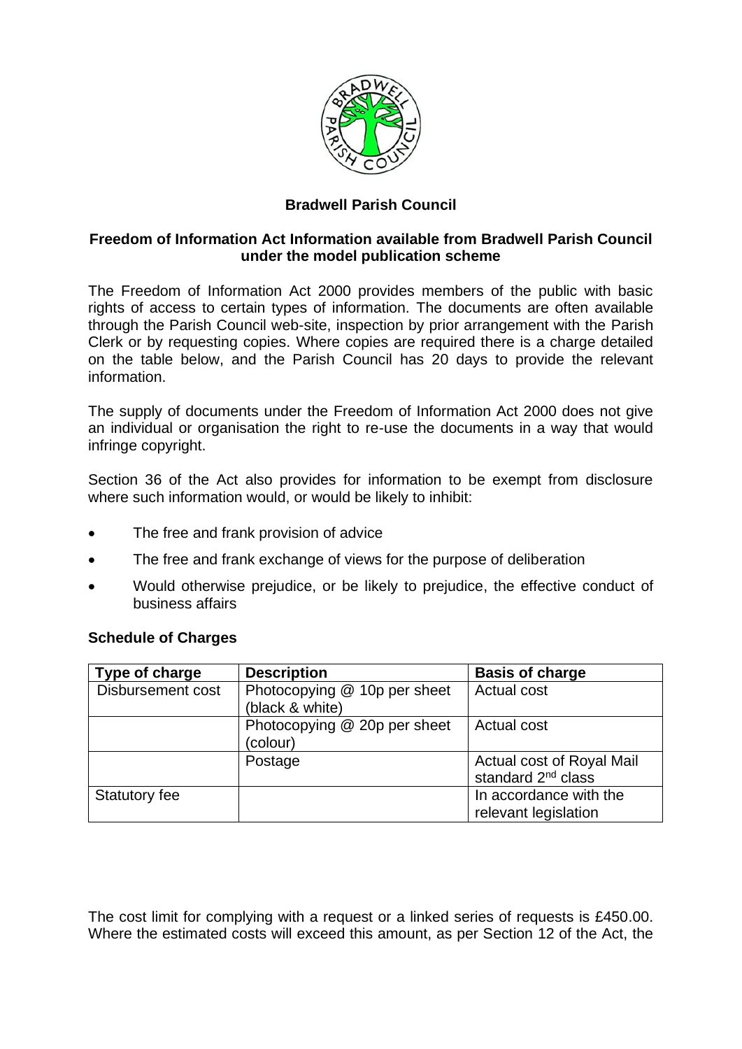**Bradwell Parish Council**

**Freedom of Information Act Information available from Bradwell Parish Council under the model publication scheme**

The Freedom of Information Act 2000 provides members of the public with basic rights of access to certain types of information. The documents are often available through the Parish Council web-site, inspection by prior arrangement with the Parish Clerk or by requesting copies. Where copies are required there is a charge detailed on the table below, and the Parish Council has 20 days to provide the relevant information.

The supply of documents under the Freedom of Information Act 2000 does not give an individual or organisation the right to re-use the documents in a way that would infringe copyright.

Section 36 of the Act also provides for information to be exempt from disclosure where such information would, or would be likely to inhibit:

- The free and frank provision of advice
- The free and frank exchange of views for the purpose of deliberation
- Would otherwise prejudice, or be likely to prejudice, the effective conduct of business affairs

**Schedule of Charges**

| Type of charge | Description | Basis of charge |
|---|---|---|
| Disbursement cost | Photocopying @ 10p per sheet (black & white) | Actual cost |
| | Photocopying @ 20p per sheet (colour) | Actual cost |
| | Postage | Actual cost of Royal Mail standard 2nd class |
| Statutory fee | | In accordance with the relevant legislation |

The cost limit for complying with a request or a linked series of requests is £450.00. Where the estimated costs will exceed this amount, as per Section 12 of the Act, the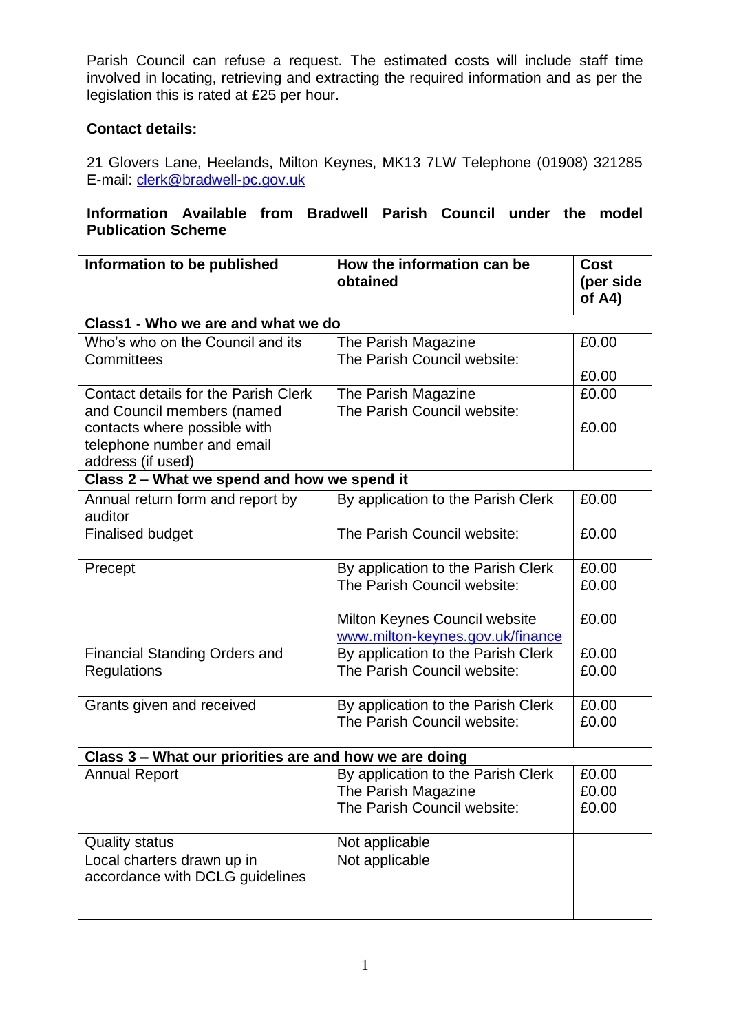Parish Council can refuse a request. The estimated costs will include staff time involved in locating, retrieving and extracting the required information and as per the legislation this is rated at £25 per hour.

**Contact details:**

21 Glovers Lane, Heelands, Milton Keynes, MK13 7LW Telephone (01908) 321285
E-mail: clerk@bradwell-pc.gov.uk

**Information Available from Bradwell Parish Council under the model Publication Scheme**

| Information to be published | How the information can be obtained | Cost (per side of A4) |
|---|---|---|
| **Class1 - Who we are and what we do** | | |
| Who's who on the Council and its Committees | The Parish Magazine<br>The Parish Council website: | £0.00<br>£0.00 |
| Contact details for the Parish Clerk and Council members (named contacts where possible with telephone number and email address (if used) | The Parish Magazine<br>The Parish Council website: | £0.00<br>£0.00 |
| **Class 2 – What we spend and how we spend it** | | |
| Annual return form and report by auditor | By application to the Parish Clerk | £0.00 |
| Finalised budget | The Parish Council website: | £0.00 |
| Precept | By application to the Parish Clerk<br>The Parish Council website:<br>Milton Keynes Council website www.milton-keynes.gov.uk/finance | £0.00<br>£0.00<br>£0.00 |
| Financial Standing Orders and Regulations | By application to the Parish Clerk<br>The Parish Council website: | £0.00<br>£0.00 |
| Grants given and received | By application to the Parish Clerk<br>The Parish Council website: | £0.00<br>£0.00 |
| **Class 3 – What our priorities are and how we are doing** | | |
| Annual Report | By application to the Parish Clerk<br>The Parish Magazine<br>The Parish Council website: | £0.00<br>£0.00<br>£0.00 |
| Quality status | Not applicable | |
| Local charters drawn up in accordance with DCLG guidelines | Not applicable | |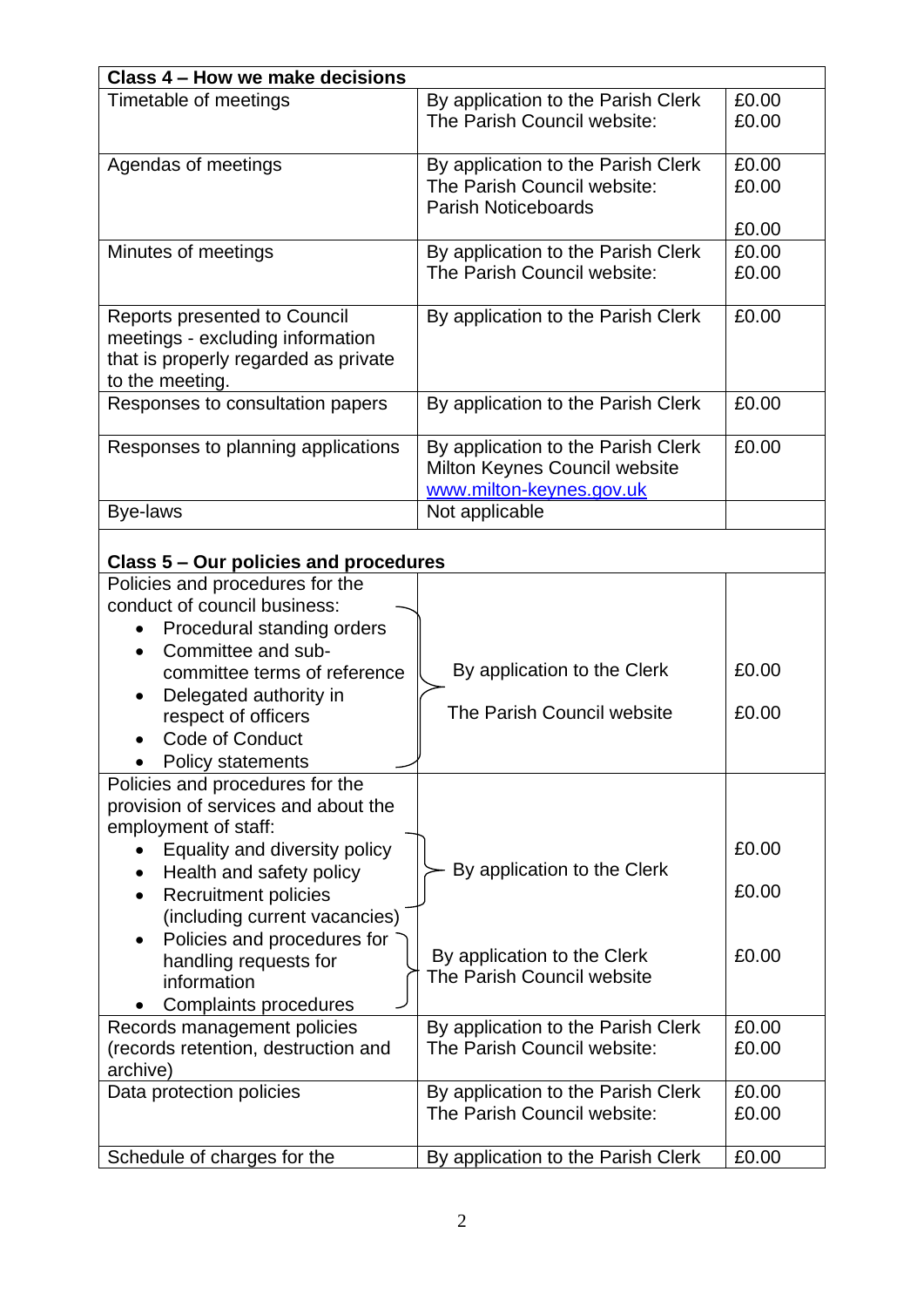| Class 4 – How we make decisions | | |
|---|---|---|
| Timetable of meetings | By application to the Parish Clerk<br>The Parish Council website: | £0.00<br>£0.00 |
| Agendas of meetings | By application to the Parish Clerk<br>The Parish Council website:<br>Parish Noticeboards | £0.00<br>£0.00<br>£0.00 |
| Minutes of meetings | By application to the Parish Clerk<br>The Parish Council website: | £0.00<br>£0.00 |
| Reports presented to Council meetings - excluding information that is properly regarded as private to the meeting. | By application to the Parish Clerk | £0.00 |
| Responses to consultation papers | By application to the Parish Clerk | £0.00 |
| Responses to planning applications | By application to the Parish Clerk<br>Milton Keynes Council website<br>www.milton-keynes.gov.uk | £0.00 |
| Bye-laws | Not applicable | |
| **Class 5 – Our policies and procedures** | | |
| Policies and procedures for the conduct of council business:<br>• Procedural standing orders<br>• Committee and sub-committee terms of reference<br>• Delegated authority in respect of officers<br>• Code of Conduct<br>• Policy statements | By application to the Clerk<br>The Parish Council website | £0.00<br>£0.00 |
| Policies and procedures for the provision of services and about the employment of staff:<br>• Equality and diversity policy<br>• Health and safety policy<br>• Recruitment policies (including current vacancies) | By application to the Clerk | £0.00<br>£0.00 |
| • Policies and procedures for handling requests for information<br>• Complaints procedures | By application to the Clerk<br>The Parish Council website | £0.00 |
| Records management policies (records retention, destruction and archive) | By application to the Parish Clerk<br>The Parish Council website: | £0.00<br>£0.00 |
| Data protection policies | By application to the Parish Clerk<br>The Parish Council website: | £0.00<br>£0.00 |
| Schedule of charges for the | By application to the Parish Clerk | £0.00 |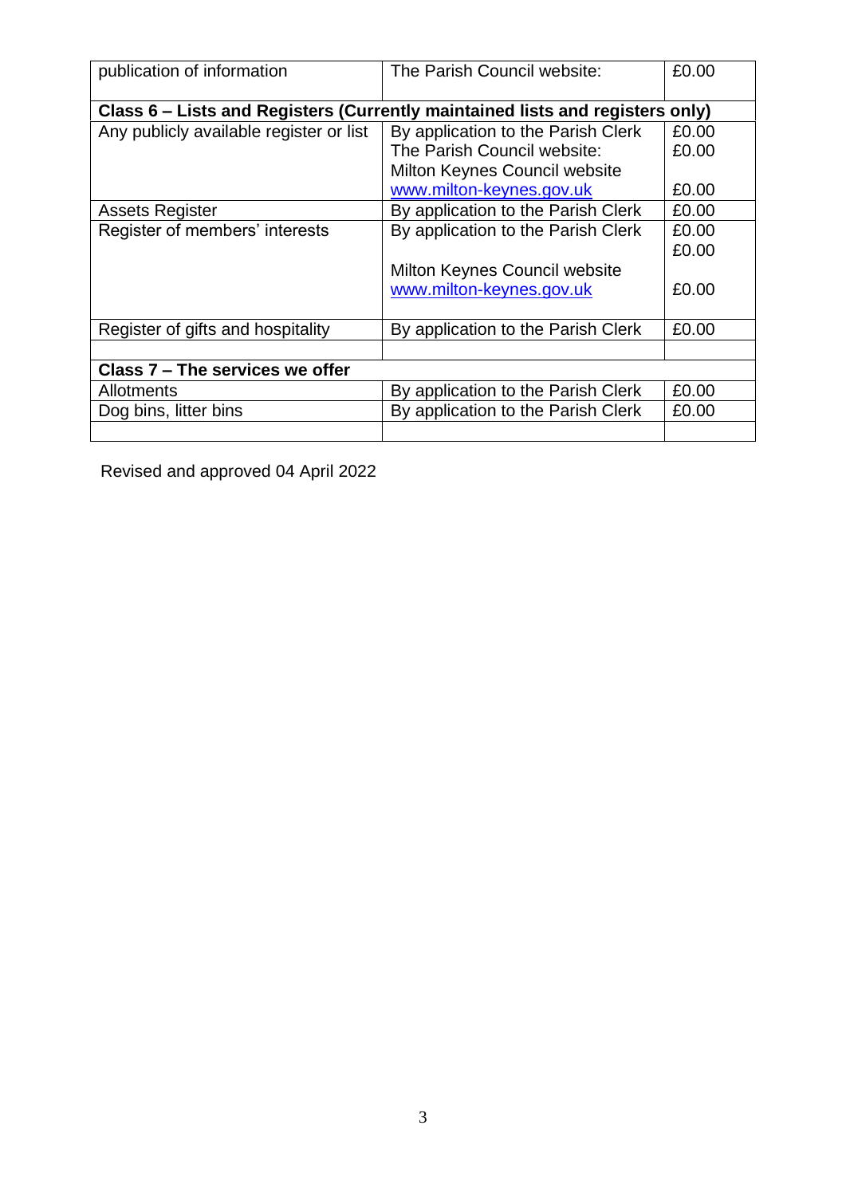| | | |
|---|---|---|
| publication of information | The Parish Council website: | £0.00 |
| **Class 6 – Lists and Registers (Currently maintained lists and registers only)** | | |
| Any publicly available register or list | By application to the Parish Clerk<br>The Parish Council website:<br>Milton Keynes Council website<br>www.milton-keynes.gov.uk | £0.00<br>£0.00<br><br>£0.00 |
| Assets Register | By application to the Parish Clerk | £0.00 |
| Register of members' interests | By application to the Parish Clerk<br><br>Milton Keynes Council website<br>www.milton-keynes.gov.uk | £0.00<br>£0.00<br><br>£0.00 |
| Register of gifts and hospitality | By application to the Parish Clerk | £0.00 |
| | | |
| **Class 7 – The services we offer** | | |
| Allotments | By application to the Parish Clerk | £0.00 |
| Dog bins, litter bins | By application to the Parish Clerk | £0.00 |
| | | |

Revised and approved 04 April 2022